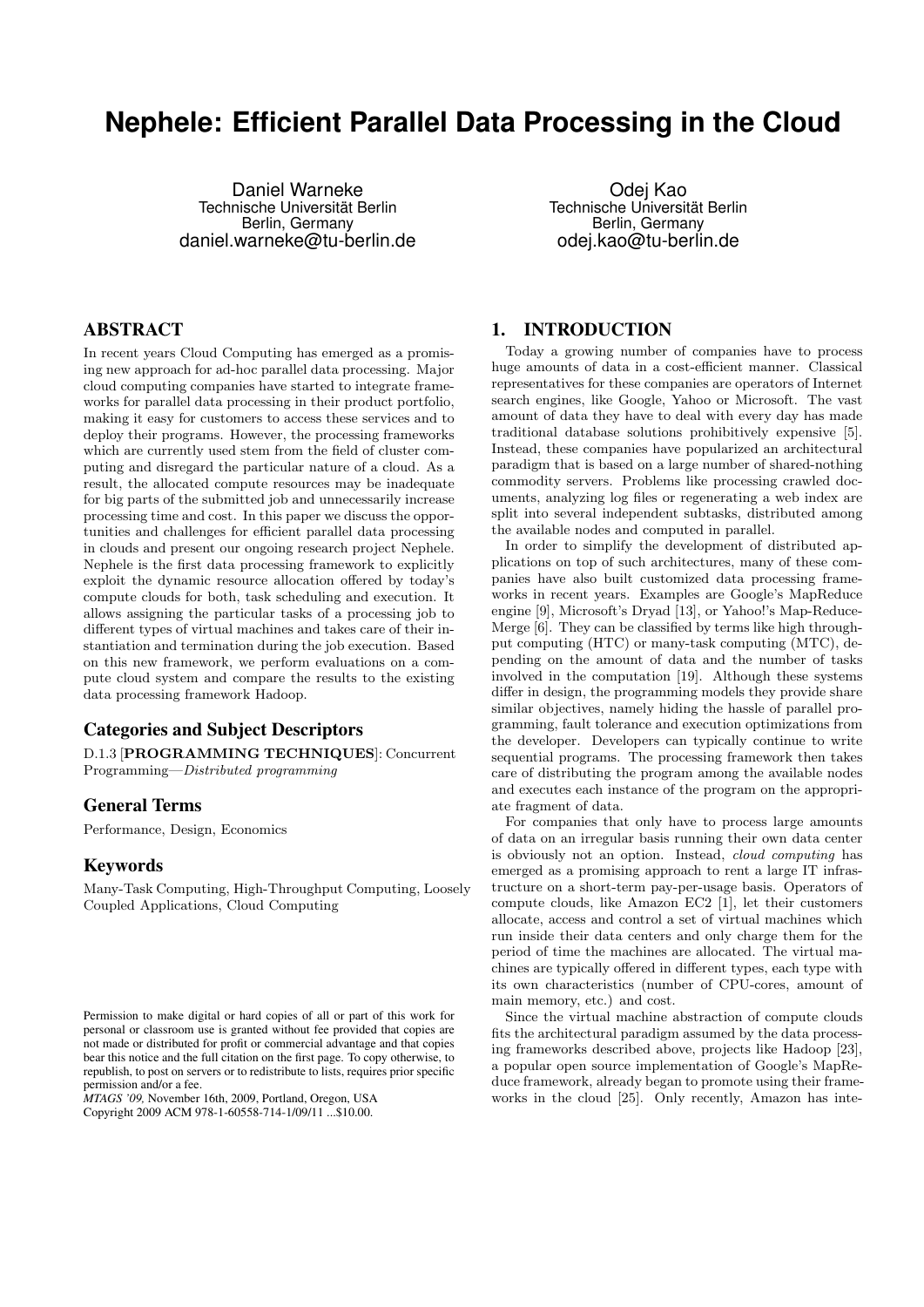# Nephele: Efficient Parallel Data Processing in the Cloud

Daniel Warneke
Technische Universität Berlin
Berlin, Germany
daniel.warneke@tu-berlin.de

Odej Kao
Technische Universität Berlin
Berlin, Germany
odej.kao@tu-berlin.de

## ABSTRACT

In recent years Cloud Computing has emerged as a promising new approach for ad-hoc parallel data processing. Major cloud computing companies have started to integrate frameworks for parallel data processing in their product portfolio, making it easy for customers to access these services and to deploy their programs. However, the processing frameworks which are currently used stem from the field of cluster computing and disregard the particular nature of a cloud. As a result, the allocated compute resources may be inadequate for big parts of the submitted job and unnecessarily increase processing time and cost. In this paper we discuss the opportunities and challenges for efficient parallel data processing in clouds and present our ongoing research project Nephele. Nephele is the first data processing framework to explicitly exploit the dynamic resource allocation offered by today's compute clouds for both, task scheduling and execution. It allows assigning the particular tasks of a processing job to different types of virtual machines and takes care of their instantiation and termination during the job execution. Based on this new framework, we perform evaluations on a compute cloud system and compare the results to the existing data processing framework Hadoop.

### Categories and Subject Descriptors

D.1.3 [**PROGRAMMING TECHNIQUES**]: Concurrent Programming—*Distributed programming*

### General Terms

Performance, Design, Economics

### Keywords

Many-Task Computing, High-Throughput Computing, Loosely Coupled Applications, Cloud Computing

Permission to make digital or hard copies of all or part of this work for personal or classroom use is granted without fee provided that copies are not made or distributed for profit or commercial advantage and that copies bear this notice and the full citation on the first page. To copy otherwise, to republish, to post on servers or to redistribute to lists, requires prior specific permission and/or a fee.
*MTAGS '09,* November 16th, 2009, Portland, Oregon, USA
Copyright 2009 ACM 978-1-60558-714-1/09/11 ...$10.00.

## 1. INTRODUCTION

Today a growing number of companies have to process huge amounts of data in a cost-efficient manner. Classical representatives for these companies are operators of Internet search engines, like Google, Yahoo or Microsoft. The vast amount of data they have to deal with every day has made traditional database solutions prohibitively expensive [5]. Instead, these companies have popularized an architectural paradigm that is based on a large number of shared-nothing commodity servers. Problems like processing crawled documents, analyzing log files or regenerating a web index are split into several independent subtasks, distributed among the available nodes and computed in parallel.

In order to simplify the development of distributed applications on top of such architectures, many of these companies have also built customized data processing frameworks in recent years. Examples are Google's MapReduce engine [9], Microsoft's Dryad [13], or Yahoo!'s Map-Reduce-Merge [6]. They can be classified by terms like high throughput computing (HTC) or many-task computing (MTC), depending on the amount of data and the number of tasks involved in the computation [19]. Although these systems differ in design, the programming models they provide share similar objectives, namely hiding the hassle of parallel programming, fault tolerance and execution optimizations from the developer. Developers can typically continue to write sequential programs. The processing framework then takes care of distributing the program among the available nodes and executes each instance of the program on the appropriate fragment of data.

For companies that only have to process large amounts of data on an irregular basis running their own data center is obviously not an option. Instead, *cloud computing* has emerged as a promising approach to rent a large IT infrastructure on a short-term pay-per-usage basis. Operators of compute clouds, like Amazon EC2 [1], let their customers allocate, access and control a set of virtual machines which run inside their data centers and only charge them for the period of time the machines are allocated. The virtual machines are typically offered in different types, each type with its own characteristics (number of CPU-cores, amount of main memory, etc.) and cost.

Since the virtual machine abstraction of compute clouds fits the architectural paradigm assumed by the data processing frameworks described above, projects like Hadoop [23], a popular open source implementation of Google's MapReduce framework, already began to promote using their frameworks in the cloud [25]. Only recently, Amazon has inte-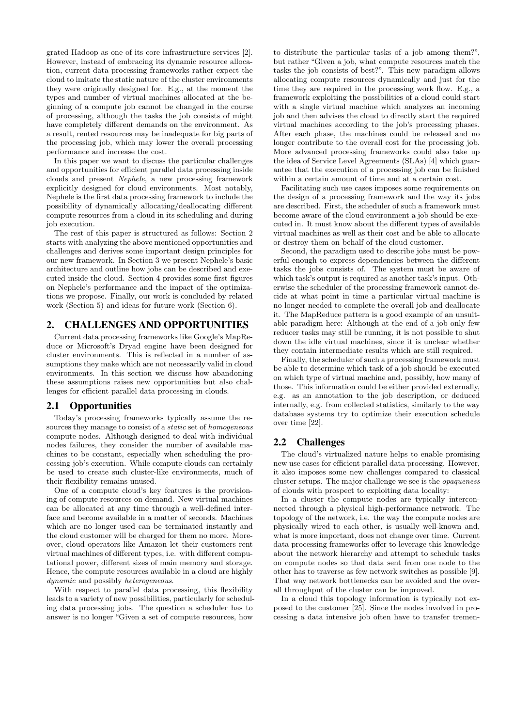grated Hadoop as one of its core infrastructure services [2]. However, instead of embracing its dynamic resource allocation, current data processing frameworks rather expect the cloud to imitate the static nature of the cluster environments they were originally designed for. E.g., at the moment the types and number of virtual machines allocated at the beginning of a compute job cannot be changed in the course of processing, although the tasks the job consists of might have completely different demands on the environment. As a result, rented resources may be inadequate for big parts of the processing job, which may lower the overall processing performance and increase the cost.

In this paper we want to discuss the particular challenges and opportunities for efficient parallel data processing inside clouds and present *Nephele*, a new processing framework explicitly designed for cloud environments. Most notably, Nephele is the first data processing framework to include the possibility of dynamically allocating/deallocating different compute resources from a cloud in its scheduling and during job execution.

The rest of this paper is structured as follows: Section 2 starts with analyzing the above mentioned opportunities and challenges and derives some important design principles for our new framework. In Section 3 we present Nephele's basic architecture and outline how jobs can be described and executed inside the cloud. Section 4 provides some first figures on Nephele's performance and the impact of the optimizations we propose. Finally, our work is concluded by related work (Section 5) and ideas for future work (Section 6).

## 2. CHALLENGES AND OPPORTUNITIES

Current data processing frameworks like Google's MapReduce or Microsoft's Dryad engine have been designed for cluster environments. This is reflected in a number of assumptions they make which are not necessarily valid in cloud environments. In this section we discuss how abandoning these assumptions raises new opportunities but also challenges for efficient parallel data processing in clouds.

### 2.1 Opportunities

Today's processing frameworks typically assume the resources they manage to consist of a *static* set of *homogeneous* compute nodes. Although designed to deal with individual nodes failures, they consider the number of available machines to be constant, especially when scheduling the processing job's execution. While compute clouds can certainly be used to create such cluster-like environments, much of their flexibility remains unused.

One of a compute cloud's key features is the provisioning of compute resources on demand. New virtual machines can be allocated at any time through a well-defined interface and become available in a matter of seconds. Machines which are no longer used can be terminated instantly and the cloud customer will be charged for them no more. Moreover, cloud operators like Amazon let their customers rent virtual machines of different types, i.e. with different computational power, different sizes of main memory and storage. Hence, the compute resources available in a cloud are highly *dynamic* and possibly *heterogeneous*.

With respect to parallel data processing, this flexibility leads to a variety of new possibilities, particularly for scheduling data processing jobs. The question a scheduler has to answer is no longer "Given a set of compute resources, how to distribute the particular tasks of a job among them?", but rather "Given a job, what compute resources match the tasks the job consists of best?". This new paradigm allows allocating compute resources dynamically and just for the time they are required in the processing work flow. E.g., a framework exploiting the possibilities of a cloud could start with a single virtual machine which analyzes an incoming job and then advises the cloud to directly start the required virtual machines according to the job's processing phases. After each phase, the machines could be released and no longer contribute to the overall cost for the processing job. More advanced processing frameworks could also take up the idea of Service Level Agreements (SLAs) [4] which guarantee that the execution of a processing job can be finished within a certain amount of time and at a certain cost.

Facilitating such use cases imposes some requirements on the design of a processing framework and the way its jobs are described. First, the scheduler of such a framework must become aware of the cloud environment a job should be executed in. It must know about the different types of available virtual machines as well as their cost and be able to allocate or destroy them on behalf of the cloud customer.

Second, the paradigm used to describe jobs must be powerful enough to express dependencies between the different tasks the jobs consists of. The system must be aware of which task's output is required as another task's input. Otherwise the scheduler of the processing framework cannot decide at what point in time a particular virtual machine is no longer needed to complete the overall job and deallocate it. The MapReduce pattern is a good example of an unsuitable paradigm here: Although at the end of a job only few reducer tasks may still be running, it is not possible to shut down the idle virtual machines, since it is unclear whether they contain intermediate results which are still required.

Finally, the scheduler of such a processing framework must be able to determine which task of a job should be executed on which type of virtual machine and, possibly, how many of those. This information could be either provided externally, e.g. as an annotation to the job description, or deduced internally, e.g. from collected statistics, similarly to the way database systems try to optimize their execution schedule over time [22].

### 2.2 Challenges

The cloud's virtualized nature helps to enable promising new use cases for efficient parallel data processing. However, it also imposes some new challenges compared to classical cluster setups. The major challenge we see is the *opaqueness* of clouds with prospect to exploiting data locality:

In a cluster the compute nodes are typically interconnected through a physical high-performance network. The topology of the network, i.e. the way the compute nodes are physically wired to each other, is usually well-known and, what is more important, does not change over time. Current data processing frameworks offer to leverage this knowledge about the network hierarchy and attempt to schedule tasks on compute nodes so that data sent from one node to the other has to traverse as few network switches as possible [9]. That way network bottlenecks can be avoided and the overall throughput of the cluster can be improved.

In a cloud this topology information is typically not exposed to the customer [25]. Since the nodes involved in processing a data intensive job often have to transfer tremen-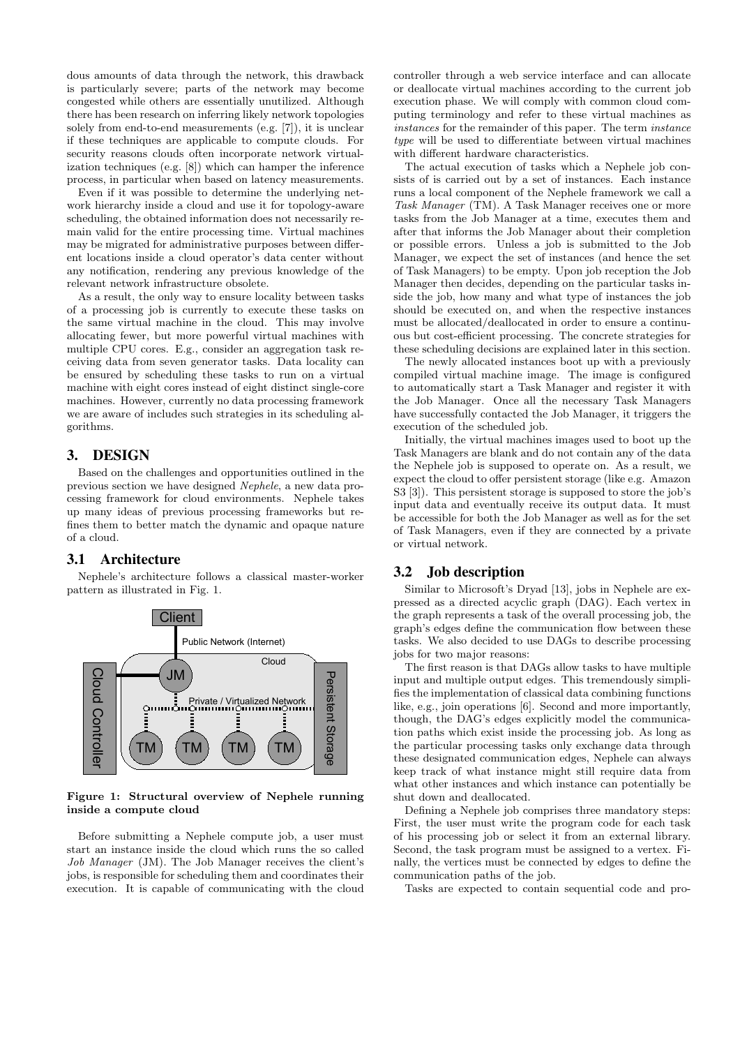dous amounts of data through the network, this drawback is particularly severe; parts of the network may become congested while others are essentially unutilized. Although there has been research on inferring likely network topologies solely from end-to-end measurements (e.g. [7]), it is unclear if these techniques are applicable to compute clouds. For security reasons clouds often incorporate network virtualization techniques (e.g. [8]) which can hamper the inference process, in particular when based on latency measurements.

Even if it was possible to determine the underlying network hierarchy inside a cloud and use it for topology-aware scheduling, the obtained information does not necessarily remain valid for the entire processing time. Virtual machines may be migrated for administrative purposes between different locations inside a cloud operator's data center without any notification, rendering any previous knowledge of the relevant network infrastructure obsolete.

As a result, the only way to ensure locality between tasks of a processing job is currently to execute these tasks on the same virtual machine in the cloud. This may involve allocating fewer, but more powerful virtual machines with multiple CPU cores. E.g., consider an aggregation task receiving data from seven generator tasks. Data locality can be ensured by scheduling these tasks to run on a virtual machine with eight cores instead of eight distinct single-core machines. However, currently no data processing framework we are aware of includes such strategies in its scheduling algorithms.

## 3. DESIGN

Based on the challenges and opportunities outlined in the previous section we have designed *Nephele*, a new data processing framework for cloud environments. Nephele takes up many ideas of previous processing frameworks but refines them to better match the dynamic and opaque nature of a cloud.

### 3.1 Architecture

Nephele's architecture follows a classical master-worker pattern as illustrated in Fig. 1.

Client

Public Network (Internet)

Cloud

JM

Cloud Controller

Persistent Storage

Private / Virtualized Network

TM

TM

TM

TM

**Figure 1: Structural overview of Nephele running inside a compute cloud**

Before submitting a Nephele compute job, a user must start an instance inside the cloud which runs the so called *Job Manager* (JM). The Job Manager receives the client's jobs, is responsible for scheduling them and coordinates their execution. It is capable of communicating with the cloud controller through a web service interface and can allocate or deallocate virtual machines according to the current job execution phase. We will comply with common cloud computing terminology and refer to these virtual machines as *instances* for the remainder of this paper. The term *instance type* will be used to differentiate between virtual machines with different hardware characteristics.

The actual execution of tasks which a Nephele job consists of is carried out by a set of instances. Each instance runs a local component of the Nephele framework we call a *Task Manager* (TM). A Task Manager receives one or more tasks from the Job Manager at a time, executes them and after that informs the Job Manager about their completion or possible errors. Unless a job is submitted to the Job Manager, we expect the set of instances (and hence the set of Task Managers) to be empty. Upon job reception the Job Manager then decides, depending on the particular tasks inside the job, how many and what type of instances the job should be executed on, and when the respective instances must be allocated/deallocated in order to ensure a continuous but cost-efficient processing. The concrete strategies for these scheduling decisions are explained later in this section.

The newly allocated instances boot up with a previously compiled virtual machine image. The image is configured to automatically start a Task Manager and register it with the Job Manager. Once all the necessary Task Managers have successfully contacted the Job Manager, it triggers the execution of the scheduled job.

Initially, the virtual machines images used to boot up the Task Managers are blank and do not contain any of the data the Nephele job is supposed to operate on. As a result, we expect the cloud to offer persistent storage (like e.g. Amazon S3 [3]). This persistent storage is supposed to store the job's input data and eventually receive its output data. It must be accessible for both the Job Manager as well as for the set of Task Managers, even if they are connected by a private or virtual network.

### 3.2 Job description

Similar to Microsoft's Dryad [13], jobs in Nephele are expressed as a directed acyclic graph (DAG). Each vertex in the graph represents a task of the overall processing job, the graph's edges define the communication flow between these tasks. We also decided to use DAGs to describe processing jobs for two major reasons:

The first reason is that DAGs allow tasks to have multiple input and multiple output edges. This tremendously simplifies the implementation of classical data combining functions like, e.g., join operations [6]. Second and more importantly, though, the DAG's edges explicitly model the communication paths which exist inside the processing job. As long as the particular processing tasks only exchange data through these designated communication edges, Nephele can always keep track of what instance might still require data from what other instances and which instance can potentially be shut down and deallocated.

Defining a Nephele job comprises three mandatory steps: First, the user must write the program code for each task of his processing job or select it from an external library. Second, the task program must be assigned to a vertex. Finally, the vertices must be connected by edges to define the communication paths of the job.

Tasks are expected to contain sequential code and pro-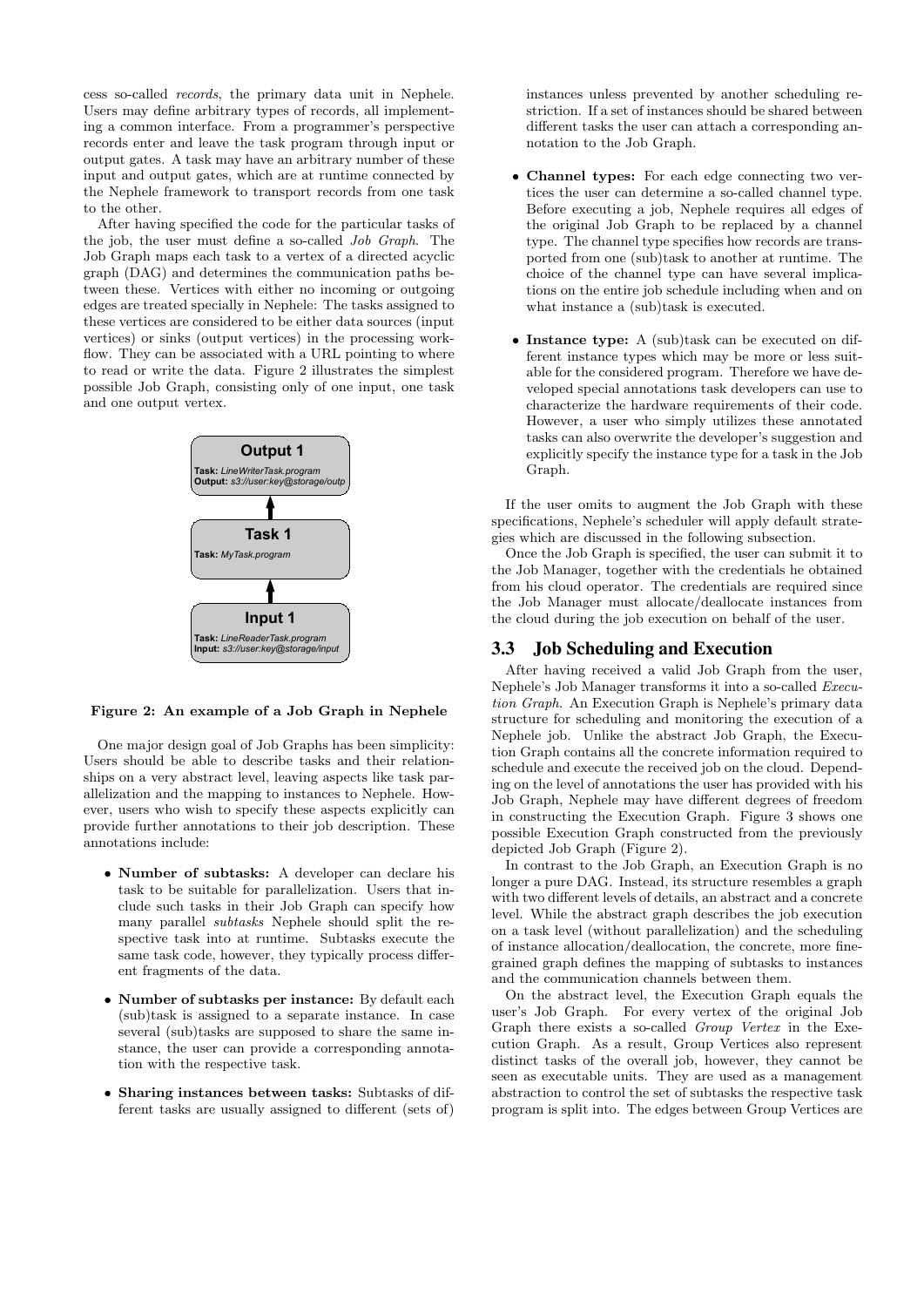cess so-called *records*, the primary data unit in Nephele. Users may define arbitrary types of records, all implementing a common interface. From a programmer's perspective records enter and leave the task program through input or output gates. A task may have an arbitrary number of these input and output gates, which are at runtime connected by the Nephele framework to transport records from one task to the other.

After having specified the code for the particular tasks of the job, the user must define a so-called *Job Graph*. The Job Graph maps each task to a vertex of a directed acyclic graph (DAG) and determines the communication paths between these. Vertices with either no incoming or outgoing edges are treated specially in Nephele: The tasks assigned to these vertices are considered to be either data sources (input vertices) or sinks (output vertices) in the processing workflow. They can be associated with a URL pointing to where to read or write the data. Figure 2 illustrates the simplest possible Job Graph, consisting only of one input, one task and one output vertex.

**Output 1**
**Task:** *LineWriterTask.program*
**Output:** *s3://user:key@storage/outp*

**Task 1**
**Task:** *MyTask.program*

**Input 1**
**Task:** *LineReaderTask.program*
**Input:** *s3://user:key@storage/input*

**Figure 2: An example of a Job Graph in Nephele**

One major design goal of Job Graphs has been simplicity: Users should be able to describe tasks and their relationships on a very abstract level, leaving aspects like task parallelization and the mapping to instances to Nephele. However, users who wish to specify these aspects explicitly can provide further annotations to their job description. These annotations include:

- **Number of subtasks:** A developer can declare his task to be suitable for parallelization. Users that include such tasks in their Job Graph can specify how many parallel *subtasks* Nephele should split the respective task into at runtime. Subtasks execute the same task code, however, they typically process different fragments of the data.
- **Number of subtasks per instance:** By default each (sub)task is assigned to a separate instance. In case several (sub)tasks are supposed to share the same instance, the user can provide a corresponding annotation with the respective task.
- **Sharing instances between tasks:** Subtasks of different tasks are usually assigned to different (sets of) instances unless prevented by another scheduling restriction. If a set of instances should be shared between different tasks the user can attach a corresponding annotation to the Job Graph.
- **Channel types:** For each edge connecting two vertices the user can determine a so-called channel type. Before executing a job, Nephele requires all edges of the original Job Graph to be replaced by a channel type. The channel type specifies how records are transported from one (sub)task to another at runtime. The choice of the channel type can have several implications on the entire job schedule including when and on what instance a (sub)task is executed.
- **Instance type:** A (sub)task can be executed on different instance types which may be more or less suitable for the considered program. Therefore we have developed special annotations task developers can use to characterize the hardware requirements of their code. However, a user who simply utilizes these annotated tasks can also overwrite the developer's suggestion and explicitly specify the instance type for a task in the Job Graph.

If the user omits to augment the Job Graph with these specifications, Nephele's scheduler will apply default strategies which are discussed in the following subsection.

Once the Job Graph is specified, the user can submit it to the Job Manager, together with the credentials he obtained from his cloud operator. The credentials are required since the Job Manager must allocate/deallocate instances from the cloud during the job execution on behalf of the user.

## 3.3 Job Scheduling and Execution

After having received a valid Job Graph from the user, Nephele's Job Manager transforms it into a so-called *Execution Graph*. An Execution Graph is Nephele's primary data structure for scheduling and monitoring the execution of a Nephele job. Unlike the abstract Job Graph, the Execution Graph contains all the concrete information required to schedule and execute the received job on the cloud. Depending on the level of annotations the user has provided with his Job Graph, Nephele may have different degrees of freedom in constructing the Execution Graph. Figure 3 shows one possible Execution Graph constructed from the previously depicted Job Graph (Figure 2).

In contrast to the Job Graph, an Execution Graph is no longer a pure DAG. Instead, its structure resembles a graph with two different levels of details, an abstract and a concrete level. While the abstract graph describes the job execution on a task level (without parallelization) and the scheduling of instance allocation/deallocation, the concrete, more fine-grained graph defines the mapping of subtasks to instances and the communication channels between them.

On the abstract level, the Execution Graph equals the user's Job Graph. For every vertex of the original Job Graph there exists a so-called *Group Vertex* in the Execution Graph. As a result, Group Vertices also represent distinct tasks of the overall job, however, they cannot be seen as executable units. They are used as a management abstraction to control the set of subtasks the respective task program is split into. The edges between Group Vertices are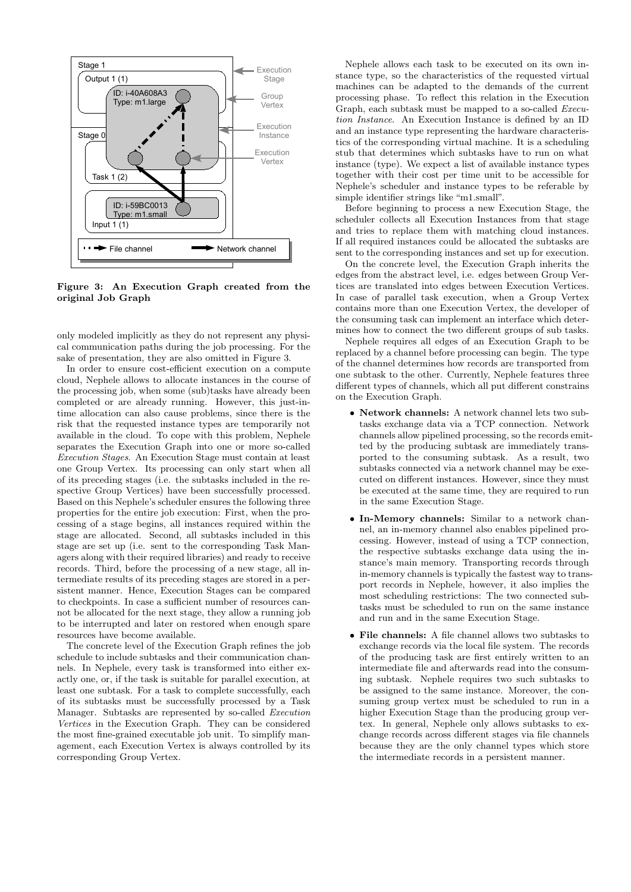**Figure 3: An Execution Graph created from the original Job Graph**

only modeled implicitly as they do not represent any physical communication paths during the job processing. For the sake of presentation, they are also omitted in Figure 3.

In order to ensure cost-efficient execution on a compute cloud, Nephele allows to allocate instances in the course of the processing job, when some (sub)tasks have already been completed or are already running. However, this just-in-time allocation can also cause problems, since there is the risk that the requested instance types are temporarily not available in the cloud. To cope with this problem, Nephele separates the Execution Graph into one or more so-called *Execution Stages*. An Execution Stage must contain at least one Group Vertex. Its processing can only start when all of its preceding stages (i.e. the subtasks included in the respective Group Vertices) have been successfully processed. Based on this Nephele's scheduler ensures the following three properties for the entire job execution: First, when the processing of a stage begins, all instances required within the stage are allocated. Second, all subtasks included in this stage are set up (i.e. sent to the corresponding Task Managers along with their required libraries) and ready to receive records. Third, before the processing of a new stage, all intermediate results of its preceding stages are stored in a persistent manner. Hence, Execution Stages can be compared to checkpoints. In case a sufficient number of resources cannot be allocated for the next stage, they allow a running job to be interrupted and later on restored when enough spare resources have become available.

The concrete level of the Execution Graph refines the job schedule to include subtasks and their communication channels. In Nephele, every task is transformed into either exactly one, or, if the task is suitable for parallel execution, at least one subtask. For a task to complete successfully, each of its subtasks must be successfully processed by a Task Manager. Subtasks are represented by so-called *Execution Vertices* in the Execution Graph. They can be considered the most fine-grained executable job unit. To simplify management, each Execution Vertex is always controlled by its corresponding Group Vertex.

Nephele allows each task to be executed on its own instance type, so the characteristics of the requested virtual machines can be adapted to the demands of the current processing phase. To reflect this relation in the Execution Graph, each subtask must be mapped to a so-called *Execution Instance*. An Execution Instance is defined by an ID and an instance type representing the hardware characteristics of the corresponding virtual machine. It is a scheduling stub that determines which subtasks have to run on what instance (type). We expect a list of available instance types together with their cost per time unit to be accessible for Nephele's scheduler and instance types to be referable by simple identifier strings like "m1.small".

Before beginning to process a new Execution Stage, the scheduler collects all Execution Instances from that stage and tries to replace them with matching cloud instances. If all required instances could be allocated the subtasks are sent to the corresponding instances and set up for execution.

On the concrete level, the Execution Graph inherits the edges from the abstract level, i.e. edges between Group Vertices are translated into edges between Execution Vertices. In case of parallel task execution, when a Group Vertex contains more than one Execution Vertex, the developer of the consuming task can implement an interface which determines how to connect the two different groups of sub tasks.

Nephele requires all edges of an Execution Graph to be replaced by a channel before processing can begin. The type of the channel determines how records are transported from one subtask to the other. Currently, Nephele features three different types of channels, which all put different constrains on the Execution Graph.

- **Network channels:** A network channel lets two subtasks exchange data via a TCP connection. Network channels allow pipelined processing, so the records emitted by the producing subtask are immediately transported to the consuming subtask. As a result, two subtasks connected via a network channel may be executed on different instances. However, since they must be executed at the same time, they are required to run in the same Execution Stage.
- **In-Memory channels:** Similar to a network channel, an in-memory channel also enables pipelined processing. However, instead of using a TCP connection, the respective subtasks exchange data using the instance's main memory. Transporting records through in-memory channels is typically the fastest way to transport records in Nephele, however, it also implies the most scheduling restrictions: The two connected subtasks must be scheduled to run on the same instance and run and in the same Execution Stage.
- **File channels:** A file channel allows two subtasks to exchange records via the local file system. The records of the producing task are first entirely written to an intermediate file and afterwards read into the consuming subtask. Nephele requires two such subtasks to be assigned to the same instance. Moreover, the consuming group vertex must be scheduled to run in a higher Execution Stage than the producing group vertex. In general, Nephele only allows subtasks to exchange records across different stages via file channels because they are the only channel types which store the intermediate records in a persistent manner.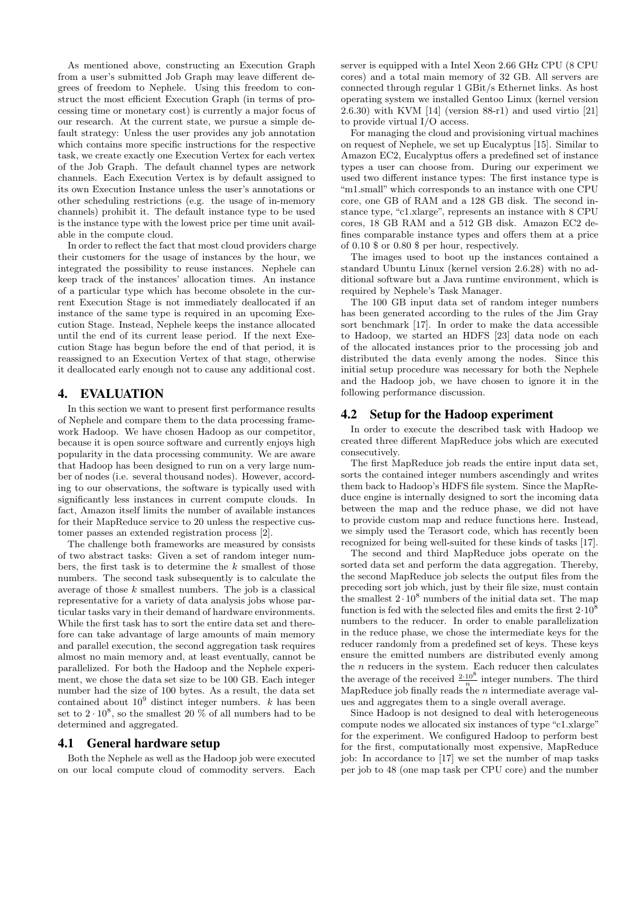As mentioned above, constructing an Execution Graph from a user's submitted Job Graph may leave different degrees of freedom to Nephele. Using this freedom to construct the most efficient Execution Graph (in terms of processing time or monetary cost) is currently a major focus of our research. At the current state, we pursue a simple default strategy: Unless the user provides any job annotation which contains more specific instructions for the respective task, we create exactly one Execution Vertex for each vertex of the Job Graph. The default channel types are network channels. Each Execution Vertex is by default assigned to its own Execution Instance unless the user's annotations or other scheduling restrictions (e.g. the usage of in-memory channels) prohibit it. The default instance type to be used is the instance type with the lowest price per time unit available in the compute cloud.

In order to reflect the fact that most cloud providers charge their customers for the usage of instances by the hour, we integrated the possibility to reuse instances. Nephele can keep track of the instances' allocation times. An instance of a particular type which has become obsolete in the current Execution Stage is not immediately deallocated if an instance of the same type is required in an upcoming Execution Stage. Instead, Nephele keeps the instance allocated until the end of its current lease period. If the next Execution Stage has begun before the end of that period, it is reassigned to an Execution Vertex of that stage, otherwise it deallocated early enough not to cause any additional cost.

# 4. EVALUATION

In this section we want to present first performance results of Nephele and compare them to the data processing framework Hadoop. We have chosen Hadoop as our competitor, because it is open source software and currently enjoys high popularity in the data processing community. We are aware that Hadoop has been designed to run on a very large number of nodes (i.e. several thousand nodes). However, according to our observations, the software is typically used with significantly less instances in current compute clouds. In fact, Amazon itself limits the number of available instances for their MapReduce service to 20 unless the respective customer passes an extended registration process [2].

The challenge both frameworks are measured by consists of two abstract tasks: Given a set of random integer numbers, the first task is to determine the $k$ smallest of those numbers. The second task subsequently is to calculate the average of those $k$ smallest numbers. The job is a classical representative for a variety of data analysis jobs whose particular tasks vary in their demand of hardware environments. While the first task has to sort the entire data set and therefore can take advantage of large amounts of main memory and parallel execution, the second aggregation task requires almost no main memory and, at least eventually, cannot be parallelized. For both the Hadoop and the Nephele experiment, we chose the data set size to be 100 GB. Each integer number had the size of 100 bytes. As a result, the data set contained about $10^9$ distinct integer numbers. $k$ has been set to $2 \cdot 10^8$, so the smallest 20 % of all numbers had to be determined and aggregated.

## 4.1 General hardware setup

Both the Nephele as well as the Hadoop job were executed on our local compute cloud of commodity servers. Each server is equipped with a Intel Xeon 2.66 GHz CPU (8 CPU cores) and a total main memory of 32 GB. All servers are connected through regular 1 GBit/s Ethernet links. As host operating system we installed Gentoo Linux (kernel version 2.6.30) with KVM [14] (version 88-r1) and used virtio [21] to provide virtual I/O access.

For managing the cloud and provisioning virtual machines on request of Nephele, we set up Eucalyptus [15]. Similar to Amazon EC2, Eucalyptus offers a predefined set of instance types a user can choose from. During our experiment we used two different instance types: The first instance type is "m1.small" which corresponds to an instance with one CPU core, one GB of RAM and a 128 GB disk. The second instance type, "c1.xlarge", represents an instance with 8 CPU cores, 18 GB RAM and a 512 GB disk. Amazon EC2 defines comparable instance types and offers them at a price of 0.10 $ or 0.80 $ per hour, respectively.

The images used to boot up the instances contained a standard Ubuntu Linux (kernel version 2.6.28) with no additional software but a Java runtime environment, which is required by Nephele's Task Manager.

The 100 GB input data set of random integer numbers has been generated according to the rules of the Jim Gray sort benchmark [17]. In order to make the data accessible to Hadoop, we started an HDFS [23] data node on each of the allocated instances prior to the processing job and distributed the data evenly among the nodes. Since this initial setup procedure was necessary for both the Nephele and the Hadoop job, we have chosen to ignore it in the following performance discussion.

## 4.2 Setup for the Hadoop experiment

In order to execute the described task with Hadoop we created three different MapReduce jobs which are executed consecutively.

The first MapReduce job reads the entire input data set, sorts the contained integer numbers ascendingly and writes them back to Hadoop's HDFS file system. Since the MapReduce engine is internally designed to sort the incoming data between the map and the reduce phase, we did not have to provide custom map and reduce functions here. Instead, we simply used the Terasort code, which has recently been recognized for being well-suited for these kinds of tasks [17].

The second and third MapReduce jobs operate on the sorted data set and perform the data aggregation. Thereby, the second MapReduce job selects the output files from the preceding sort job which, just by their file size, must contain the smallest $2 \cdot 10^8$ numbers of the initial data set. The map function is fed with the selected files and emits the first $2 \cdot 10^8$ numbers to the reducer. In order to enable parallelization in the reduce phase, we chose the intermediate keys for the reducer randomly from a predefined set of keys. These keys ensure the emitted numbers are distributed evenly among the $n$ reducers in the system. Each reducer then calculates the average of the received $\frac{2 \cdot 10^8}{n}$ integer numbers. The third MapReduce job finally reads the $n$ intermediate average values and aggregates them to a single overall average.

Since Hadoop is not designed to deal with heterogeneous compute nodes we allocated six instances of type "c1.xlarge" for the experiment. We configured Hadoop to perform best for the first, computationally most expensive, MapReduce job: In accordance to [17] we set the number of map tasks per job to 48 (one map task per CPU core) and the number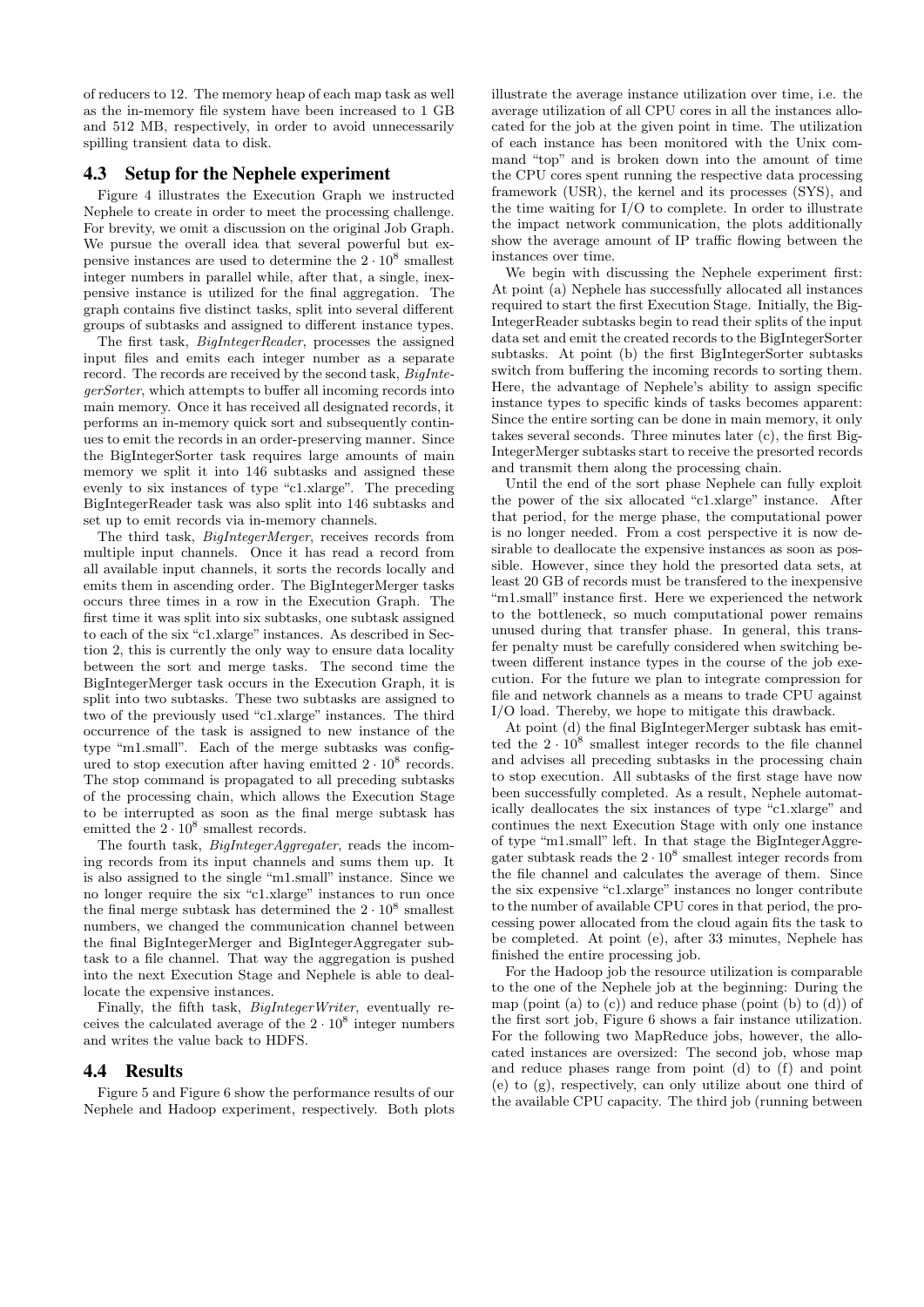of reducers to 12. The memory heap of each map task as well as the in-memory file system have been increased to 1 GB and 512 MB, respectively, in order to avoid unnecessarily spilling transient data to disk.

### 4.3 Setup for the Nephele experiment

Figure 4 illustrates the Execution Graph we instructed Nephele to create in order to meet the processing challenge. For brevity, we omit a discussion on the original Job Graph. We pursue the overall idea that several powerful but expensive instances are used to determine the $2 \cdot 10^8$ smallest integer numbers in parallel while, after that, a single, inexpensive instance is utilized for the final aggregation. The graph contains five distinct tasks, split into several different groups of subtasks and assigned to different instance types.

The first task, *BigIntegerReader*, processes the assigned input files and emits each integer number as a separate record. The records are received by the second task, *BigIntegerSorter*, which attempts to buffer all incoming records into main memory. Once it has received all designated records, it performs an in-memory quick sort and subsequently continues to emit the records in an order-preserving manner. Since the BigIntegerSorter task requires large amounts of main memory we split it into 146 subtasks and assigned these evenly to six instances of type "c1.xlarge". The preceding BigIntegerReader task was also split into 146 subtasks and set up to emit records via in-memory channels.

The third task, *BigIntegerMerger*, receives records from multiple input channels. Once it has read a record from all available input channels, it sorts the records locally and emits them in ascending order. The BigIntegerMerger tasks occurs three times in a row in the Execution Graph. The first time it was split into six subtasks, one subtask assigned to each of the six "c1.xlarge" instances. As described in Section 2, this is currently the only way to ensure data locality between the sort and merge tasks. The second time the BigIntegerMerger task occurs in the Execution Graph, it is split into two subtasks. These two subtasks are assigned to two of the previously used "c1.xlarge" instances. The third occurrence of the task is assigned to new instance of the type "m1.small". Each of the merge subtasks was configured to stop execution after having emitted $2 \cdot 10^8$ records. The stop command is propagated to all preceding subtasks of the processing chain, which allows the Execution Stage to be interrupted as soon as the final merge subtask has emitted the $2 \cdot 10^8$ smallest records.

The fourth task, *BigIntegerAggregater*, reads the incoming records from its input channels and sums them up. It is also assigned to the single "m1.small" instance. Since we no longer require the six "c1.xlarge" instances to run once the final merge subtask has determined the $2 \cdot 10^8$ smallest numbers, we changed the communication channel between the final BigIntegerMerger and BigIntegerAggregater subtask to a file channel. That way the aggregation is pushed into the next Execution Stage and Nephele is able to deallocate the expensive instances.

Finally, the fifth task, *BigIntegerWriter*, eventually receives the calculated average of the $2 \cdot 10^8$ integer numbers and writes the value back to HDFS.

### 4.4 Results

Figure 5 and Figure 6 show the performance results of our Nephele and Hadoop experiment, respectively. Both plots illustrate the average instance utilization over time, i.e. the average utilization of all CPU cores in all the instances allocated for the job at the given point in time. The utilization of each instance has been monitored with the Unix command "top" and is broken down into the amount of time the CPU cores spent running the respective data processing framework (USR), the kernel and its processes (SYS), and the time waiting for I/O to complete. In order to illustrate the impact network communication, the plots additionally show the average amount of IP traffic flowing between the instances over time.

We begin with discussing the Nephele experiment first: At point (a) Nephele has successfully allocated all instances required to start the first Execution Stage. Initially, the BigIntegerReader subtasks begin to read their splits of the input data set and emit the created records to the BigIntegerSorter subtasks. At point (b) the first BigIntegerSorter subtasks switch from buffering the incoming records to sorting them. Here, the advantage of Nephele's ability to assign specific instance types to specific kinds of tasks becomes apparent: Since the entire sorting can be done in main memory, it only takes several seconds. Three minutes later (c), the first BigIntegerMerger subtasks start to receive the presorted records and transmit them along the processing chain.

Until the end of the sort phase Nephele can fully exploit the power of the six allocated "c1.xlarge" instance. After that period, for the merge phase, the computational power is no longer needed. From a cost perspective it is now desirable to deallocate the expensive instances as soon as possible. However, since they hold the presorted data sets, at least 20 GB of records must be transfered to the inexpensive "m1.small" instance first. Here we experienced the network to the bottleneck, so much computational power remains unused during that transfer phase. In general, this transfer penalty must be carefully considered when switching between different instance types in the course of the job execution. For the future we plan to integrate compression for file and network channels as a means to trade CPU against I/O load. Thereby, we hope to mitigate this drawback.

At point (d) the final BigIntegerMerger subtask has emitted the $2 \cdot 10^8$ smallest integer records to the file channel and advises all preceding subtasks in the processing chain to stop execution. All subtasks of the first stage have now been successfully completed. As a result, Nephele automatically deallocates the six instances of type "c1.xlarge" and continues the next Execution Stage with only one instance of type "m1.small" left. In that stage the BigIntegerAggregater subtask reads the $2 \cdot 10^8$ smallest integer records from the file channel and calculates the average of them. Since the six expensive "c1.xlarge" instances no longer contribute to the number of available CPU cores in that period, the processing power allocated from the cloud again fits the task to be completed. At point (e), after 33 minutes, Nephele has finished the entire processing job.

For the Hadoop job the resource utilization is comparable to the one of the Nephele job at the beginning: During the map (point (a) to (c)) and reduce phase (point (b) to (d)) of the first sort job, Figure 6 shows a fair instance utilization. For the following two MapReduce jobs, however, the allocated instances are oversized: The second job, whose map and reduce phases range from point (d) to (f) and point (e) to (g), respectively, can only utilize about one third of the available CPU capacity. The third job (running between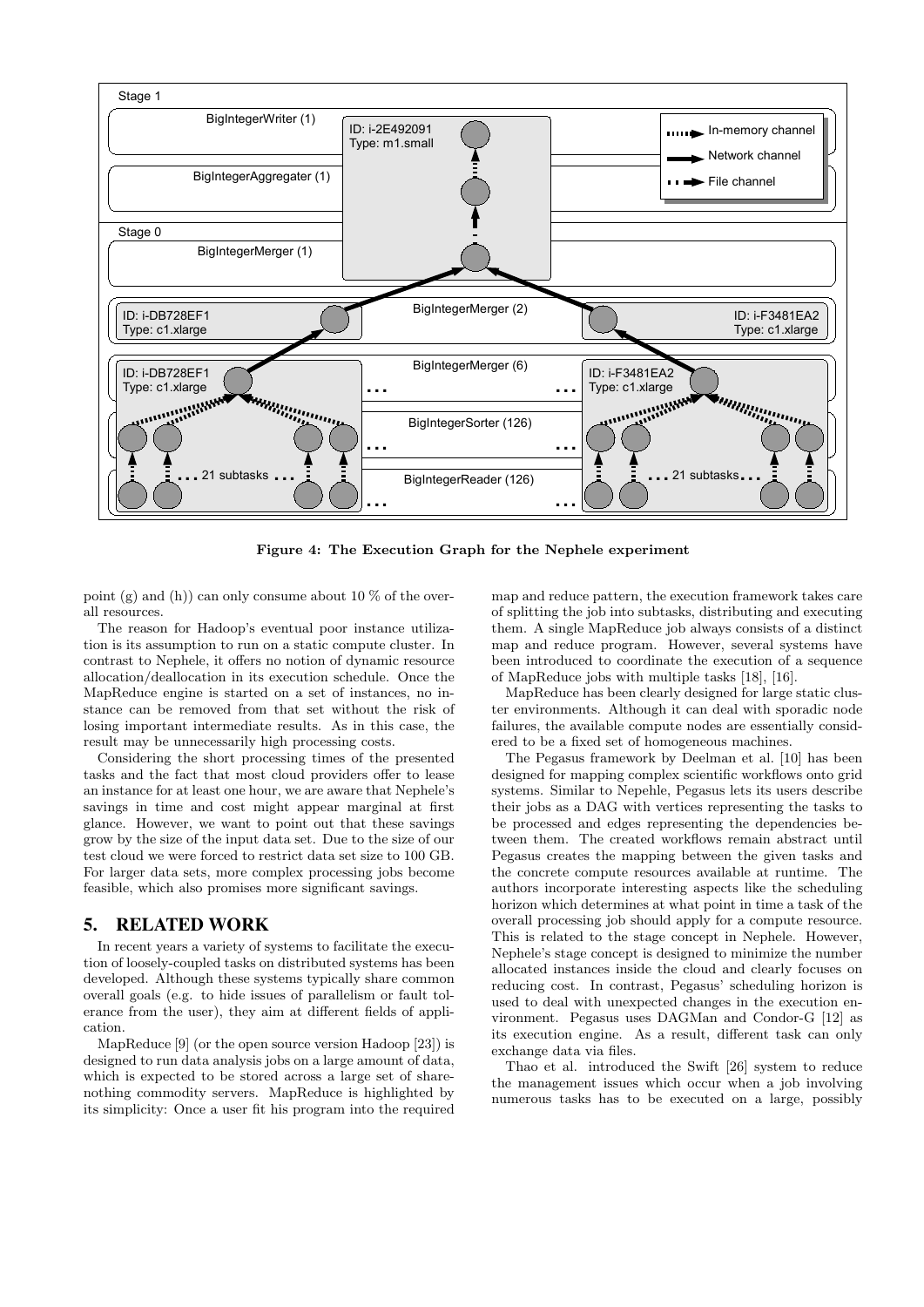Figure 4: The Execution Graph for the Nephele experiment

point (g) and (h)) can only consume about 10 % of the overall resources.

The reason for Hadoop's eventual poor instance utilization is its assumption to run on a static compute cluster. In contrast to Nephele, it offers no notion of dynamic resource allocation/deallocation in its execution schedule. Once the MapReduce engine is started on a set of instances, no instance can be removed from that set without the risk of losing important intermediate results. As in this case, the result may be unnecessarily high processing costs.

Considering the short processing times of the presented tasks and the fact that most cloud providers offer to lease an instance for at least one hour, we are aware that Nephele's savings in time and cost might appear marginal at first glance. However, we want to point out that these savings grow by the size of the input data set. Due to the size of our test cloud we were forced to restrict data set size to 100 GB. For larger data sets, more complex processing jobs become feasible, which also promises more significant savings.

## 5. RELATED WORK

In recent years a variety of systems to facilitate the execution of loosely-coupled tasks on distributed systems has been developed. Although these systems typically share common overall goals (e.g. to hide issues of parallelism or fault tolerance from the user), they aim at different fields of application.

MapReduce [9] (or the open source version Hadoop [23]) is designed to run data analysis jobs on a large amount of data, which is expected to be stored across a large set of share-nothing commodity servers. MapReduce is highlighted by its simplicity: Once a user fit his program into the required map and reduce pattern, the execution framework takes care of splitting the job into subtasks, distributing and executing them. A single MapReduce job always consists of a distinct map and reduce program. However, several systems have been introduced to coordinate the execution of a sequence of MapReduce jobs with multiple tasks [18], [16].

MapReduce has been clearly designed for large static cluster environments. Although it can deal with sporadic node failures, the available compute nodes are essentially considered to be a fixed set of homogeneous machines.

The Pegasus framework by Deelman et al. [10] has been designed for mapping complex scientific workflows onto grid systems. Similar to Nepehle, Pegasus lets its users describe their jobs as a DAG with vertices representing the tasks to be processed and edges representing the dependencies between them. The created workflows remain abstract until Pegasus creates the mapping between the given tasks and the concrete compute resources available at runtime. The authors incorporate interesting aspects like the scheduling horizon which determines at what point in time a task of the overall processing job should apply for a compute resource. This is related to the stage concept in Nephele. However, Nephele's stage concept is designed to minimize the number allocated instances inside the cloud and clearly focuses on reducing cost. In contrast, Pegasus' scheduling horizon is used to deal with unexpected changes in the execution environment. Pegasus uses DAGMan and Condor-G [12] as its execution engine. As a result, different task can only exchange data via files.

Thao et al. introduced the Swift [26] system to reduce the management issues which occur when a job involving numerous tasks has to be executed on a large, possibly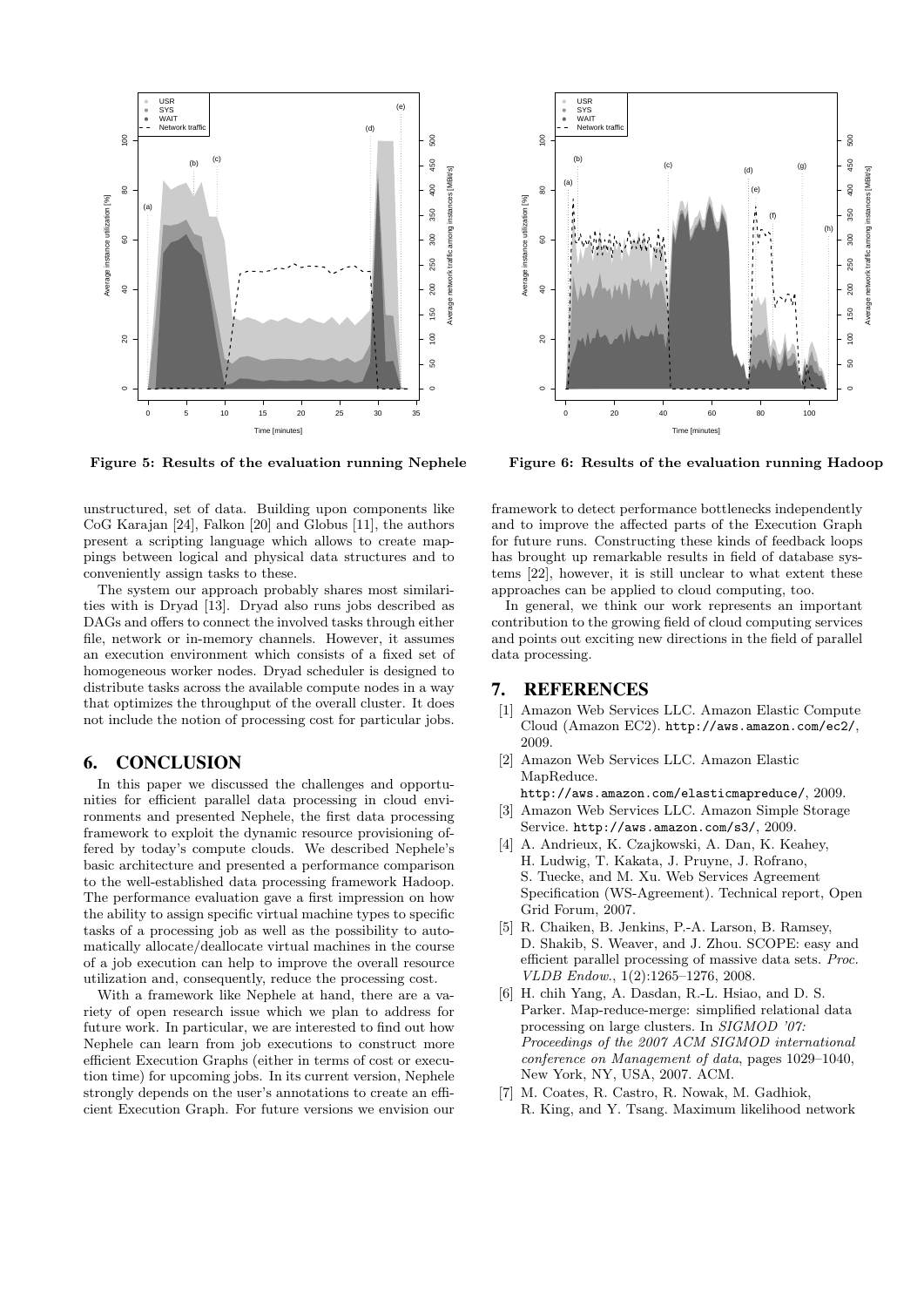Figure 5: Results of the evaluation running Nephele

Figure 6: Results of the evaluation running Hadoop

unstructured, set of data. Building upon components like CoG Karajan [24], Falkon [20] and Globus [11], the authors present a scripting language which allows to create mappings between logical and physical data structures and to conveniently assign tasks to these.

The system our approach probably shares most similarities with is Dryad [13]. Dryad also runs jobs described as DAGs and offers to connect the involved tasks through either file, network or in-memory channels. However, it assumes an execution environment which consists of a fixed set of homogeneous worker nodes. Dryad scheduler is designed to distribute tasks across the available compute nodes in a way that optimizes the throughput of the overall cluster. It does not include the notion of processing cost for particular jobs.

## 6. CONCLUSION

In this paper we discussed the challenges and opportunities for efficient parallel data processing in cloud environments and presented Nephele, the first data processing framework to exploit the dynamic resource provisioning offered by today's compute clouds. We described Nephele's basic architecture and presented a performance comparison to the well-established data processing framework Hadoop. The performance evaluation gave a first impression on how the ability to assign specific virtual machine types to specific tasks of a processing job as well as the possibility to automatically allocate/deallocate virtual machines in the course of a job execution can help to improve the overall resource utilization and, consequently, reduce the processing cost.

With a framework like Nephele at hand, there are a variety of open research issue which we plan to address for future work. In particular, we are interested to find out how Nephele can learn from job executions to construct more efficient Execution Graphs (either in terms of cost or execution time) for upcoming jobs. In its current version, Nephele strongly depends on the user's annotations to create an efficient Execution Graph. For future versions we envision our framework to detect performance bottlenecks independently and to improve the affected parts of the Execution Graph for future runs. Constructing these kinds of feedback loops has brought up remarkable results in field of database systems [22], however, it is still unclear to what extent these approaches can be applied to cloud computing, too.

In general, we think our work represents an important contribution to the growing field of cloud computing services and points out exciting new directions in the field of parallel data processing.

## 7. REFERENCES

[1] Amazon Web Services LLC. Amazon Elastic Compute Cloud (Amazon EC2). http://aws.amazon.com/ec2/, 2009.

[2] Amazon Web Services LLC. Amazon Elastic MapReduce. http://aws.amazon.com/elasticmapreduce/, 2009.

[3] Amazon Web Services LLC. Amazon Simple Storage Service. http://aws.amazon.com/s3/, 2009.

[4] A. Andrieux, K. Czajkowski, A. Dan, K. Keahey, H. Ludwig, T. Kakata, J. Pruyne, J. Rofrano, S. Tuecke, and M. Xu. Web Services Agreement Specification (WS-Agreement). Technical report, Open Grid Forum, 2007.

[5] R. Chaiken, B. Jenkins, P.-A. Larson, B. Ramsey, D. Shakib, S. Weaver, and J. Zhou. SCOPE: easy and efficient parallel processing of massive data sets. *Proc. VLDB Endow.*, 1(2):1265–1276, 2008.

[6] H. chih Yang, A. Dasdan, R.-L. Hsiao, and D. S. Parker. Map-reduce-merge: simplified relational data processing on large clusters. In *SIGMOD '07: Proceedings of the 2007 ACM SIGMOD international conference on Management of data*, pages 1029–1040, New York, NY, USA, 2007. ACM.

[7] M. Coates, R. Castro, R. Nowak, M. Gadhiok, R. King, and Y. Tsang. Maximum likelihood network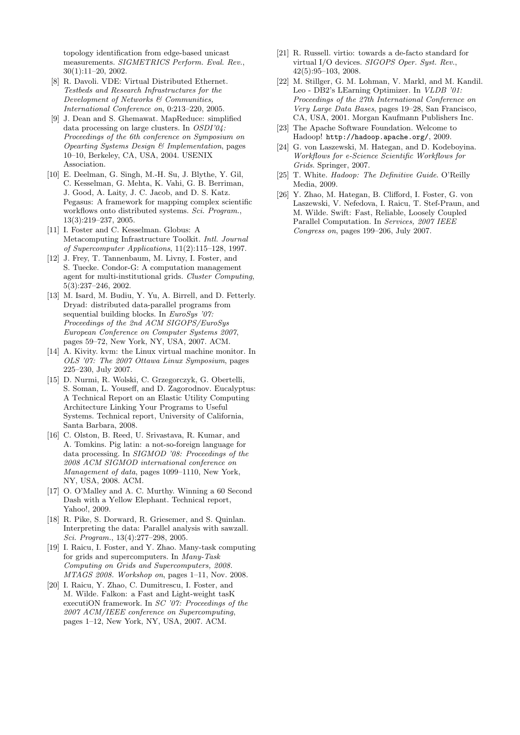topology identification from edge-based unicast measurements. *SIGMETRICS Perform. Eval. Rev.*, 30(1):11–20, 2002.

[8] R. Davoli. VDE: Virtual Distributed Ethernet. *Testbeds and Research Infrastructures for the Development of Networks & Communities, International Conference on*, 0:213–220, 2005.

[9] J. Dean and S. Ghemawat. MapReduce: simplified data processing on large clusters. In *OSDI'04: Proceedings of the 6th conference on Symposium on Opearting Systems Design & Implementation*, pages 10–10, Berkeley, CA, USA, 2004. USENIX Association.

[10] E. Deelman, G. Singh, M.-H. Su, J. Blythe, Y. Gil, C. Kesselman, G. Mehta, K. Vahi, G. B. Berriman, J. Good, A. Laity, J. C. Jacob, and D. S. Katz. Pegasus: A framework for mapping complex scientific workflows onto distributed systems. *Sci. Program.*, 13(3):219–237, 2005.

[11] I. Foster and C. Kesselman. Globus: A Metacomputing Infrastructure Toolkit. *Intl. Journal of Supercomputer Applications*, 11(2):115–128, 1997.

[12] J. Frey, T. Tannenbaum, M. Livny, I. Foster, and S. Tuecke. Condor-G: A computation management agent for multi-institutional grids. *Cluster Computing*, 5(3):237–246, 2002.

[13] M. Isard, M. Budiu, Y. Yu, A. Birrell, and D. Fetterly. Dryad: distributed data-parallel programs from sequential building blocks. In *EuroSys '07: Proceedings of the 2nd ACM SIGOPS/EuroSys European Conference on Computer Systems 2007*, pages 59–72, New York, NY, USA, 2007. ACM.

[14] A. Kivity. kvm: the Linux virtual machine monitor. In *OLS '07: The 2007 Ottawa Linux Symposium*, pages 225–230, July 2007.

[15] D. Nurmi, R. Wolski, C. Grzegorczyk, G. Obertelli, S. Soman, L. Youseff, and D. Zagorodnov. Eucalyptus: A Technical Report on an Elastic Utility Computing Architecture Linking Your Programs to Useful Systems. Technical report, University of California, Santa Barbara, 2008.

[16] C. Olston, B. Reed, U. Srivastava, R. Kumar, and A. Tomkins. Pig latin: a not-so-foreign language for data processing. In *SIGMOD '08: Proceedings of the 2008 ACM SIGMOD international conference on Management of data*, pages 1099–1110, New York, NY, USA, 2008. ACM.

[17] O. O'Malley and A. C. Murthy. Winning a 60 Second Dash with a Yellow Elephant. Technical report, Yahoo!, 2009.

[18] R. Pike, S. Dorward, R. Griesemer, and S. Quinlan. Interpreting the data: Parallel analysis with sawzall. *Sci. Program.*, 13(4):277–298, 2005.

[19] I. Raicu, I. Foster, and Y. Zhao. Many-task computing for grids and supercomputers. In *Many-Task Computing on Grids and Supercomputers, 2008. MTAGS 2008. Workshop on*, pages 1–11, Nov. 2008.

[20] I. Raicu, Y. Zhao, C. Dumitrescu, I. Foster, and M. Wilde. Falkon: a Fast and Light-weight tasK executiON framework. In *SC '07: Proceedings of the 2007 ACM/IEEE conference on Supercomputing*, pages 1–12, New York, NY, USA, 2007. ACM.

[21] R. Russell. virtio: towards a de-facto standard for virtual I/O devices. *SIGOPS Oper. Syst. Rev.*, 42(5):95–103, 2008.

[22] M. Stillger, G. M. Lohman, V. Markl, and M. Kandil. Leo - DB2's LEarning Optimizer. In *VLDB '01: Proceedings of the 27th International Conference on Very Large Data Bases*, pages 19–28, San Francisco, CA, USA, 2001. Morgan Kaufmann Publishers Inc.

[23] The Apache Software Foundation. Welcome to Hadoop! `http://hadoop.apache.org/`, 2009.

[24] G. von Laszewski, M. Hategan, and D. Kodeboyina. *Workflows for e-Science Scientific Workflows for Grids*. Springer, 2007.

[25] T. White. *Hadoop: The Definitive Guide*. O'Reilly Media, 2009.

[26] Y. Zhao, M. Hategan, B. Clifford, I. Foster, G. von Laszewski, V. Nefedova, I. Raicu, T. Stef-Praun, and M. Wilde. Swift: Fast, Reliable, Loosely Coupled Parallel Computation. In *Services, 2007 IEEE Congress on*, pages 199–206, July 2007.